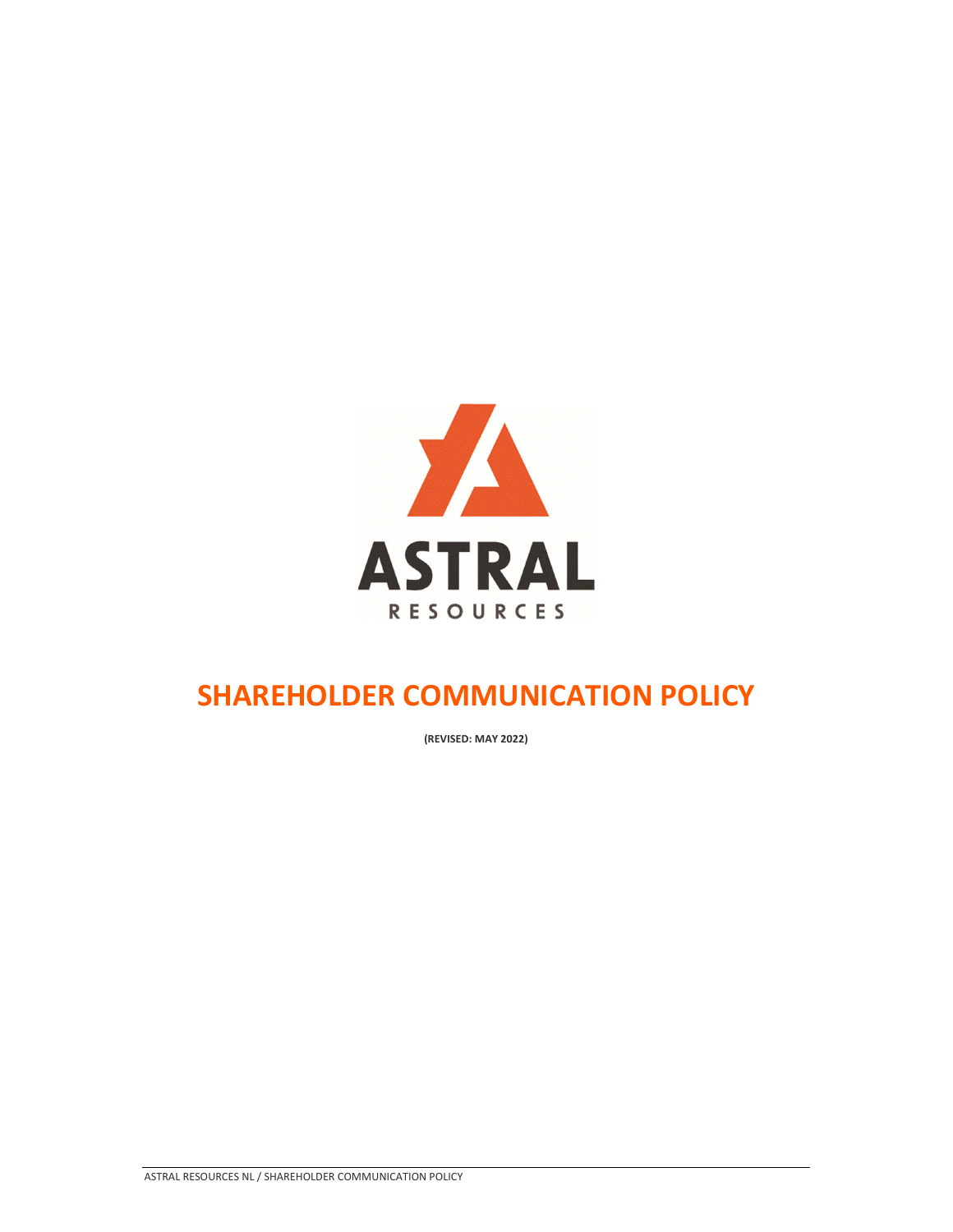# SHAREHOLDER COMMUNICATION POLICY

**(REVISED: MAY 2022)**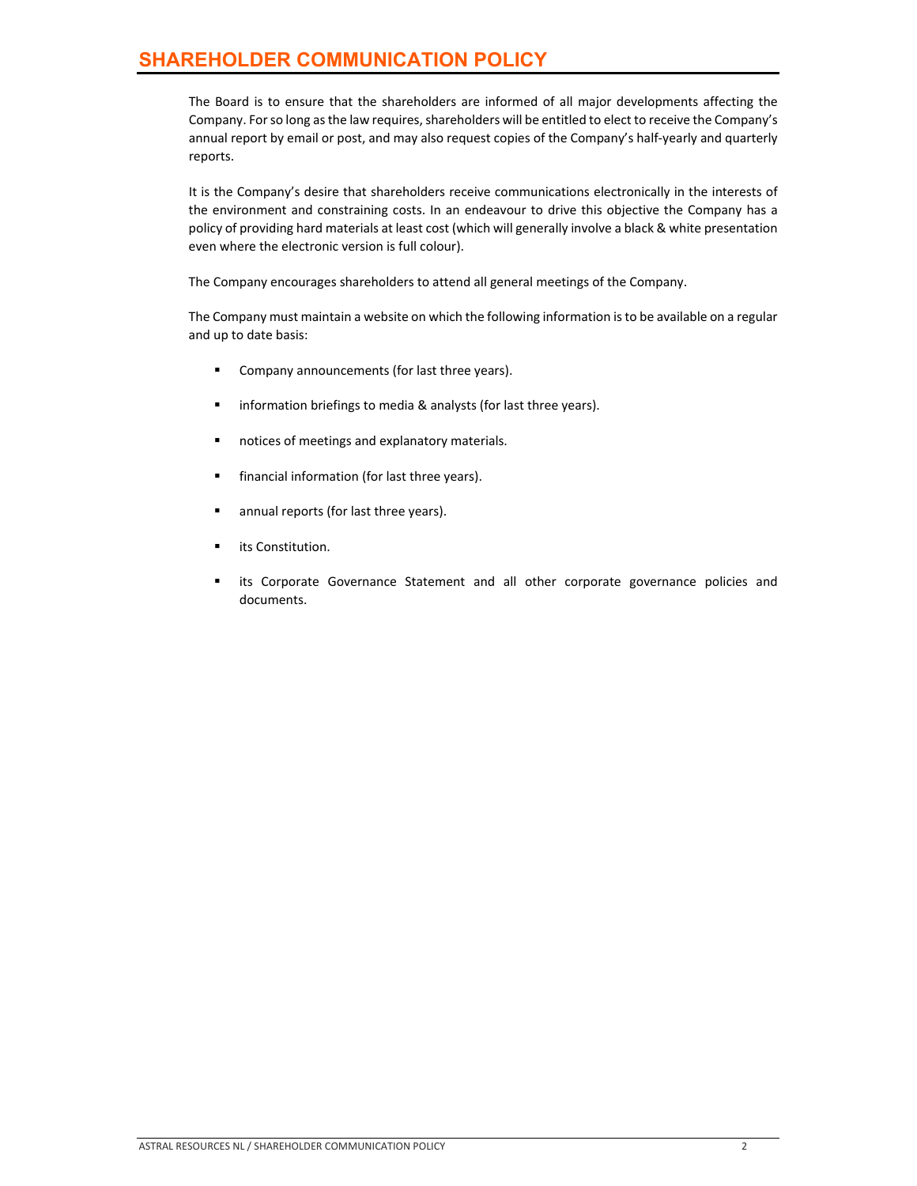## SHAREHOLDER COMMUNICATION POLICY

The Board is to ensure that the shareholders are informed of all major developments affecting the Company. For so long as the law requires, shareholders will be entitled to elect to receive the Company's annual report by email or post, and may also request copies of the Company's half-yearly and quarterly reports.

It is the Company's desire that shareholders receive communications electronically in the interests of the environment and constraining costs. In an endeavour to drive this objective the Company has a policy of providing hard materials at least cost (which will generally involve a black & white presentation even where the electronic version is full colour).

The Company encourages shareholders to attend all general meetings of the Company.

The Company must maintain a website on which the following information is to be available on a regular and up to date basis:

- Company announcements (for last three years).
- information briefings to media & analysts (for last three years).
- notices of meetings and explanatory materials.
- financial information (for last three years).
- annual reports (for last three years).
- its Constitution.
- its Corporate Governance Statement and all other corporate governance policies and documents.